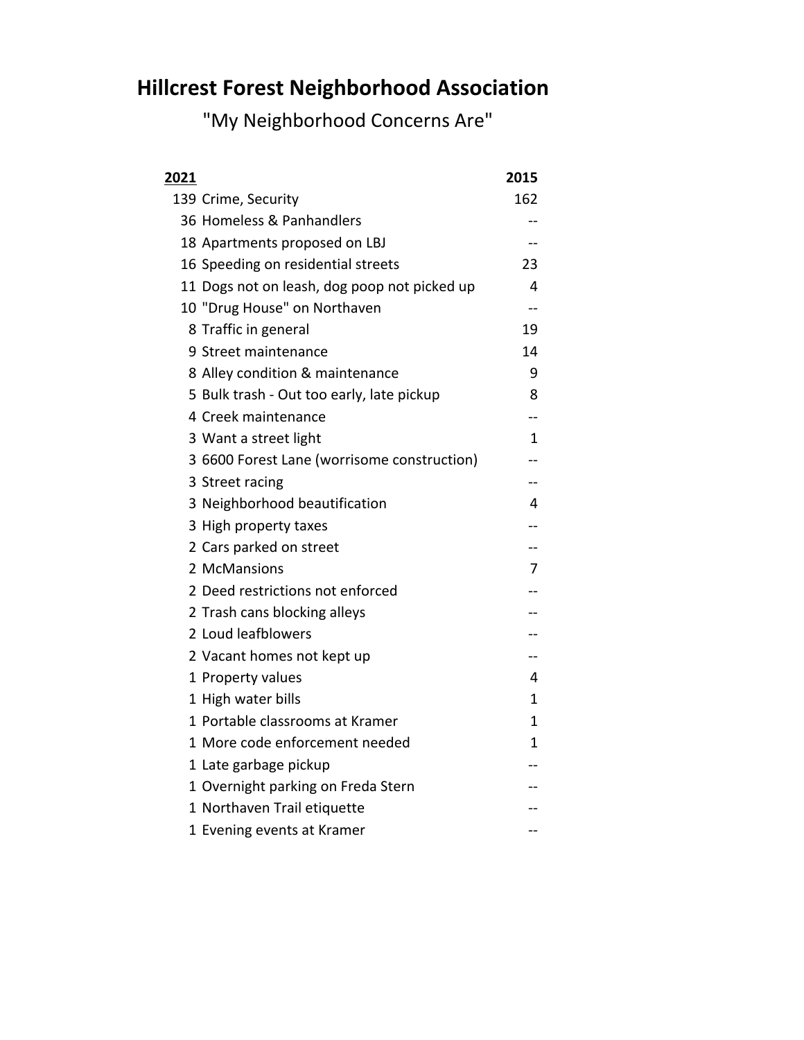# Hillcrest Forest Neighborhood Association

"My Neighborhood Concerns Are"

| 2021 | | 2015 |
|---|---|---|
| 139 | Crime, Security | 162 |
| 36 | Homeless & Panhandlers | -- |
| 18 | Apartments proposed on LBJ | -- |
| 16 | Speeding on residential streets | 23 |
| 11 | Dogs not on leash, dog poop not picked up | 4 |
| 10 | "Drug House" on Northaven | -- |
| 8 | Traffic in general | 19 |
| 9 | Street maintenance | 14 |
| 8 | Alley condition & maintenance | 9 |
| 5 | Bulk trash - Out too early, late pickup | 8 |
| 4 | Creek maintenance | -- |
| 3 | Want a street light | 1 |
| 3 | 6600 Forest Lane (worrisome construction) | -- |
| 3 | Street racing | -- |
| 3 | Neighborhood beautification | 4 |
| 3 | High property taxes | -- |
| 2 | Cars parked on street | -- |
| 2 | McMansions | 7 |
| 2 | Deed restrictions not enforced | -- |
| 2 | Trash cans blocking alleys | -- |
| 2 | Loud leafblowers | -- |
| 2 | Vacant homes not kept up | -- |
| 1 | Property values | 4 |
| 1 | High water bills | 1 |
| 1 | Portable classrooms at Kramer | 1 |
| 1 | More code enforcement needed | 1 |
| 1 | Late garbage pickup | -- |
| 1 | Overnight parking on Freda Stern | -- |
| 1 | Northaven Trail etiquette | -- |
| 1 | Evening events at Kramer | -- |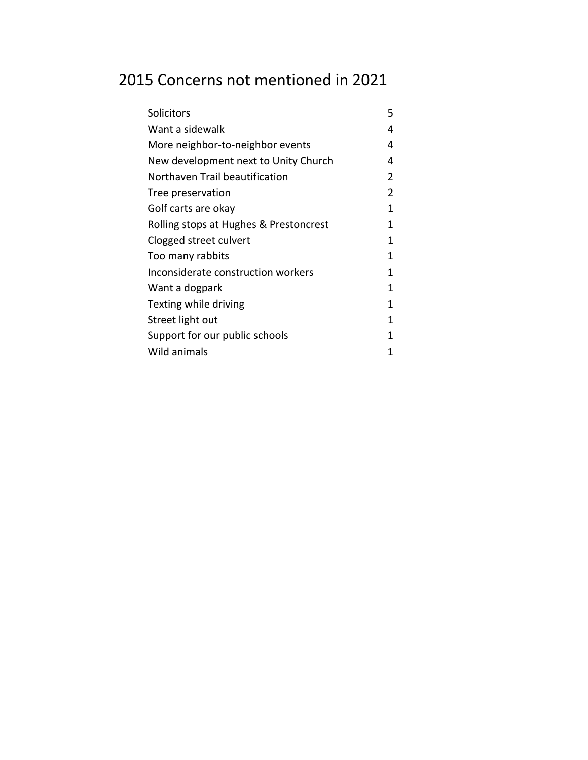# 2015 Concerns not mentioned in 2021

| | |
|---|---|
| Solicitors | 5 |
| Want a sidewalk | 4 |
| More neighbor-to-neighbor events | 4 |
| New development next to Unity Church | 4 |
| Northaven Trail beautification | 2 |
| Tree preservation | 2 |
| Golf carts are okay | 1 |
| Rolling stops at Hughes & Prestoncrest | 1 |
| Clogged street culvert | 1 |
| Too many rabbits | 1 |
| Inconsiderate construction workers | 1 |
| Want a dogpark | 1 |
| Texting while driving | 1 |
| Street light out | 1 |
| Support for our public schools | 1 |
| Wild animals | 1 |